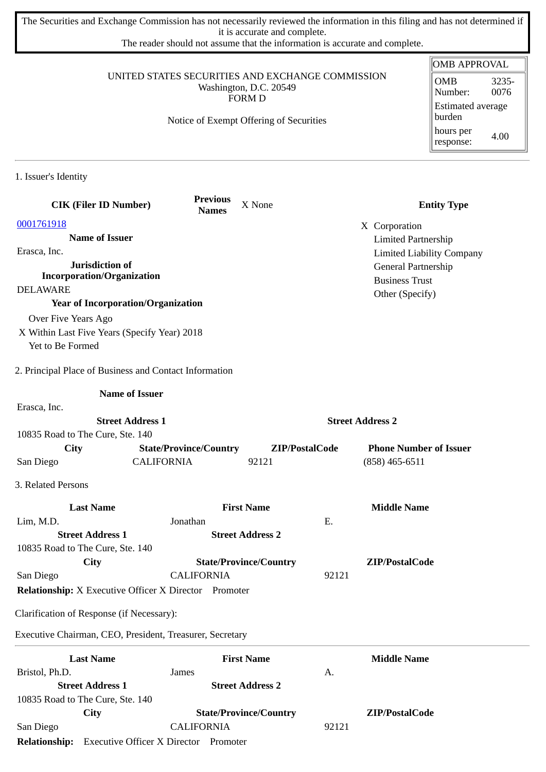The Securities and Exchange Commission has not necessarily reviewed the information in this filing and has not determined if it is accurate and complete.
The reader should not assume that the information is accurate and complete.

| OMB APPROVAL | |
|---|---|
| OMB Number: | 3235-0076 |
| Estimated average burden | |
| hours per response: | 4.00 |

UNITED STATES SECURITIES AND EXCHANGE COMMISSION
Washington, D.C. 20549
FORM D

Notice of Exempt Offering of Securities

1. Issuer's Identity

| CIK (Filer ID Number) | Previous Names | X None | Entity Type |
|---|---|---|---|
| 0001761918 | | | X Corporation |
| **Name of Issuer** | | | Limited Partnership |
| Erasca, Inc. | | | Limited Liability Company |
| **Jurisdiction of Incorporation/Organization** | | | General Partnership |
| DELAWARE | | | Business Trust |
| **Year of Incorporation/Organization** | | | Other (Specify) |
| Over Five Years Ago | | | |
| X Within Last Five Years (Specify Year) 2018 | | | |
| Yet to Be Formed | | | |

2. Principal Place of Business and Contact Information

| Name of Issuer | | | |
|---|---|---|---|
| Erasca, Inc. | | | |
| **Street Address 1** | | | **Street Address 2** |
| 10835 Road to The Cure, Ste. 140 | | | |
| **City** | **State/Province/Country** | **ZIP/PostalCode** | **Phone Number of Issuer** |
| San Diego | CALIFORNIA | 92121 | (858) 465-6511 |

3. Related Persons

| Last Name | First Name | Middle Name |
|---|---|---|
| Lim, M.D. | Jonathan | E. |
| **Street Address 1** | **Street Address 2** | |
| 10835 Road to The Cure, Ste. 140 | | |
| **City** | **State/Province/Country** | **ZIP/PostalCode** |
| San Diego | CALIFORNIA | 92121 |

**Relationship:** X Executive Officer X Director Promoter

Clarification of Response (if Necessary):

Executive Chairman, CEO, President, Treasurer, Secretary

| Last Name | First Name | Middle Name |
|---|---|---|
| Bristol, Ph.D. | James | A. |
| **Street Address 1** | **Street Address 2** | |
| 10835 Road to The Cure, Ste. 140 | | |
| **City** | **State/Province/Country** | **ZIP/PostalCode** |
| San Diego | CALIFORNIA | 92121 |

**Relationship:** Executive Officer X Director Promoter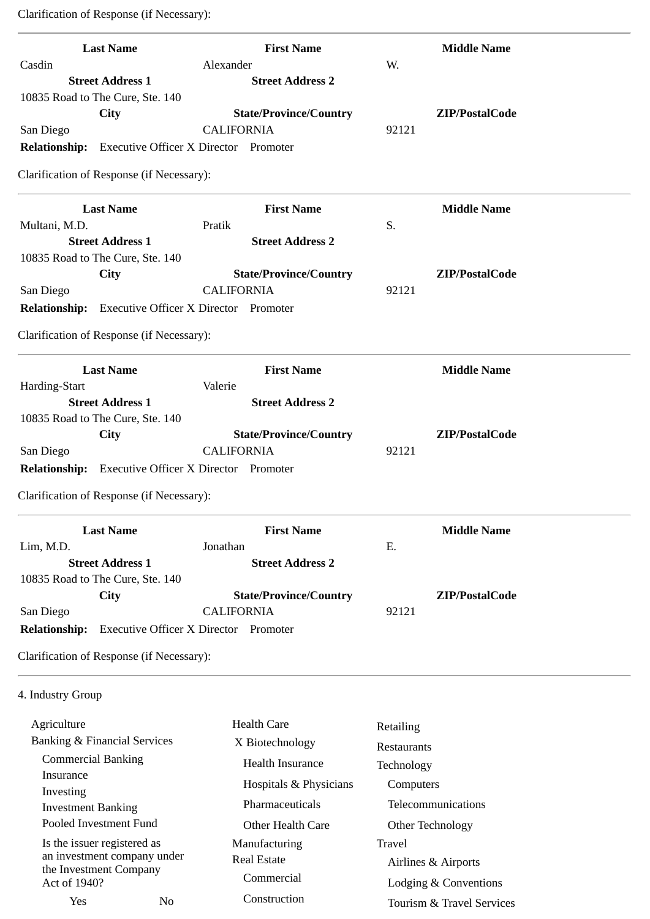Clarification of Response (if Necessary):

---

| Last Name | First Name | Middle Name |
|---|---|---|
| Casdin | Alexander | W. |
| **Street Address 1** | **Street Address 2** | |
| 10835 Road to The Cure, Ste. 140 | | |
| **City** | **State/Province/Country** | **ZIP/PostalCode** |
| San Diego | CALIFORNIA | 92121 |

**Relationship:** Executive Officer X Director Promoter

Clarification of Response (if Necessary):

---

| Last Name | First Name | Middle Name |
|---|---|---|
| Multani, M.D. | Pratik | S. |
| **Street Address 1** | **Street Address 2** | |
| 10835 Road to The Cure, Ste. 140 | | |
| **City** | **State/Province/Country** | **ZIP/PostalCode** |
| San Diego | CALIFORNIA | 92121 |

**Relationship:** Executive Officer X Director Promoter

Clarification of Response (if Necessary):

---

| Last Name | First Name | Middle Name |
|---|---|---|
| Harding-Start | Valerie | |
| **Street Address 1** | **Street Address 2** | |
| 10835 Road to The Cure, Ste. 140 | | |
| **City** | **State/Province/Country** | **ZIP/PostalCode** |
| San Diego | CALIFORNIA | 92121 |

**Relationship:** Executive Officer X Director Promoter

Clarification of Response (if Necessary):

---

| Last Name | First Name | Middle Name |
|---|---|---|
| Lim, M.D. | Jonathan | E. |
| **Street Address 1** | **Street Address 2** | |
| 10835 Road to The Cure, Ste. 140 | | |
| **City** | **State/Province/Country** | **ZIP/PostalCode** |
| San Diego | CALIFORNIA | 92121 |

**Relationship:** Executive Officer X Director Promoter

Clarification of Response (if Necessary):

---

4. Industry Group

- Agriculture
- Banking & Financial Services
  - Commercial Banking
  - Insurance
  - Investing
  - Investment Banking
  - Pooled Investment Fund
  - Is the issuer registered as an investment company under the Investment Company Act of 1940?
    - Yes No
- Health Care
  - X Biotechnology
  - Health Insurance
  - Hospitals & Physicians
  - Pharmaceuticals
  - Other Health Care
- Manufacturing
- Real Estate
  - Commercial
  - Construction
- Retailing
- Restaurants
- Technology
  - Computers
  - Telecommunications
  - Other Technology
- Travel
  - Airlines & Airports
  - Lodging & Conventions
  - Tourism & Travel Services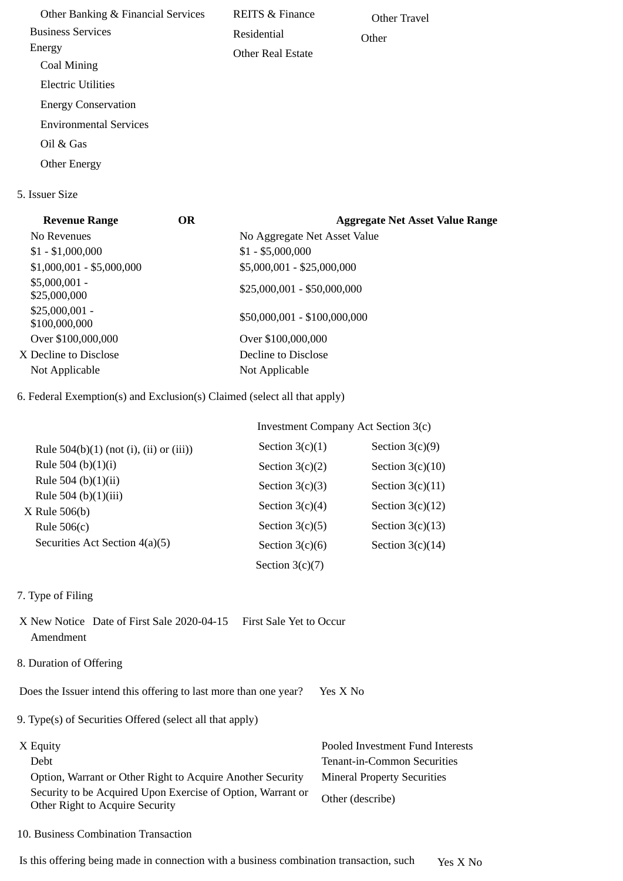Other Banking & Financial Services
Business Services
Energy
Coal Mining
Electric Utilities
Energy Conservation
Environmental Services
Oil & Gas
Other Energy

REITS & Finance
Residential
Other Real Estate

Other Travel
Other

5. Issuer Size

| Revenue Range | OR | Aggregate Net Asset Value Range |
|---|---|---|
| No Revenues | | No Aggregate Net Asset Value |
| $1 - $1,000,000 | | $1 - $5,000,000 |
| $1,000,001 - $5,000,000 | | $5,000,001 - $25,000,000 |
| $5,000,001 - $25,000,000 | | $25,000,001 - $50,000,000 |
| $25,000,001 - $100,000,000 | | $50,000,001 - $100,000,000 |
| Over $100,000,000 | | Over $100,000,000 |
| X Decline to Disclose | | Decline to Disclose |
| Not Applicable | | Not Applicable |

6. Federal Exemption(s) and Exclusion(s) Claimed (select all that apply)

Rule 504(b)(1) (not (i), (ii) or (iii))
Rule 504 (b)(1)(i)
Rule 504 (b)(1)(ii)
Rule 504 (b)(1)(iii)
X Rule 506(b)
Rule 506(c)
Securities Act Section 4(a)(5)

Investment Company Act Section 3(c)

| | |
|---|---|
| Section 3(c)(1) | Section 3(c)(9) |
| Section 3(c)(2) | Section 3(c)(10) |
| Section 3(c)(3) | Section 3(c)(11) |
| Section 3(c)(4) | Section 3(c)(12) |
| Section 3(c)(5) | Section 3(c)(13) |
| Section 3(c)(6) | Section 3(c)(14) |
| Section 3(c)(7) | |

7. Type of Filing

X New Notice Date of First Sale 2020-04-15 First Sale Yet to Occur
Amendment

8. Duration of Offering

Does the Issuer intend this offering to last more than one year? Yes X No

9. Type(s) of Securities Offered (select all that apply)

X Equity
Debt
Option, Warrant or Other Right to Acquire Another Security
Security to be Acquired Upon Exercise of Option, Warrant or Other Right to Acquire Security

Pooled Investment Fund Interests
Tenant-in-Common Securities
Mineral Property Securities
Other (describe)

10. Business Combination Transaction

Is this offering being made in connection with a business combination transaction, such Yes X No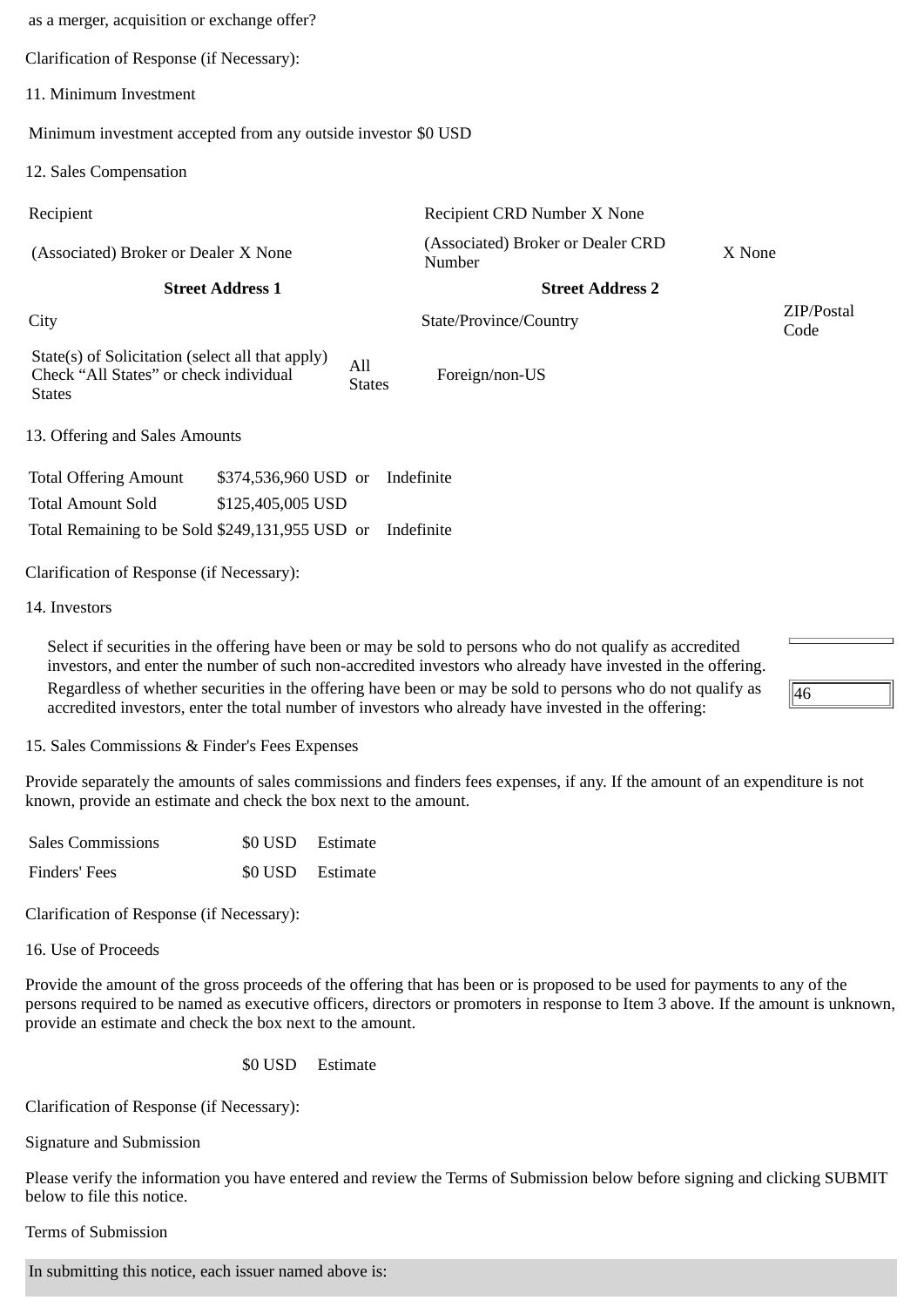as a merger, acquisition or exchange offer?

Clarification of Response (if Necessary):

11. Minimum Investment

Minimum investment accepted from any outside investor $0 USD

12. Sales Compensation

| Recipient | | Recipient CRD Number X None | | |
|---|---|---|---|---|
| (Associated) Broker or Dealer X None | | (Associated) Broker or Dealer CRD Number | X None | |
| **Street Address 1** | | **Street Address 2** | | |
| City | | State/Province/Country | | ZIP/Postal Code |
| State(s) of Solicitation (select all that apply) Check "All States" or check individual States | All States | Foreign/non-US | | |

13. Offering and Sales Amounts

| | | | |
|---|---|---|---|
| Total Offering Amount | $374,536,960 USD | or | Indefinite |
| Total Amount Sold | $125,405,005 USD | | |
| Total Remaining to be Sold | $249,131,955 USD | or | Indefinite |

Clarification of Response (if Necessary):

14. Investors

Select if securities in the offering have been or may be sold to persons who do not qualify as accredited investors, and enter the number of such non-accredited investors who already have invested in the offering.

Regardless of whether securities in the offering have been or may be sold to persons who do not qualify as accredited investors, enter the total number of investors who already have invested in the offering: 46

15. Sales Commissions & Finder's Fees Expenses

Provide separately the amounts of sales commissions and finders fees expenses, if any. If the amount of an expenditure is not known, provide an estimate and check the box next to the amount.

| | | |
|---|---|---|
| Sales Commissions | $0 USD | Estimate |
| Finders' Fees | $0 USD | Estimate |

Clarification of Response (if Necessary):

16. Use of Proceeds

Provide the amount of the gross proceeds of the offering that has been or is proposed to be used for payments to any of the persons required to be named as executive officers, directors or promoters in response to Item 3 above. If the amount is unknown, provide an estimate and check the box next to the amount.

$0 USD Estimate

Clarification of Response (if Necessary):

Signature and Submission

Please verify the information you have entered and review the Terms of Submission below before signing and clicking SUBMIT below to file this notice.

Terms of Submission

In submitting this notice, each issuer named above is: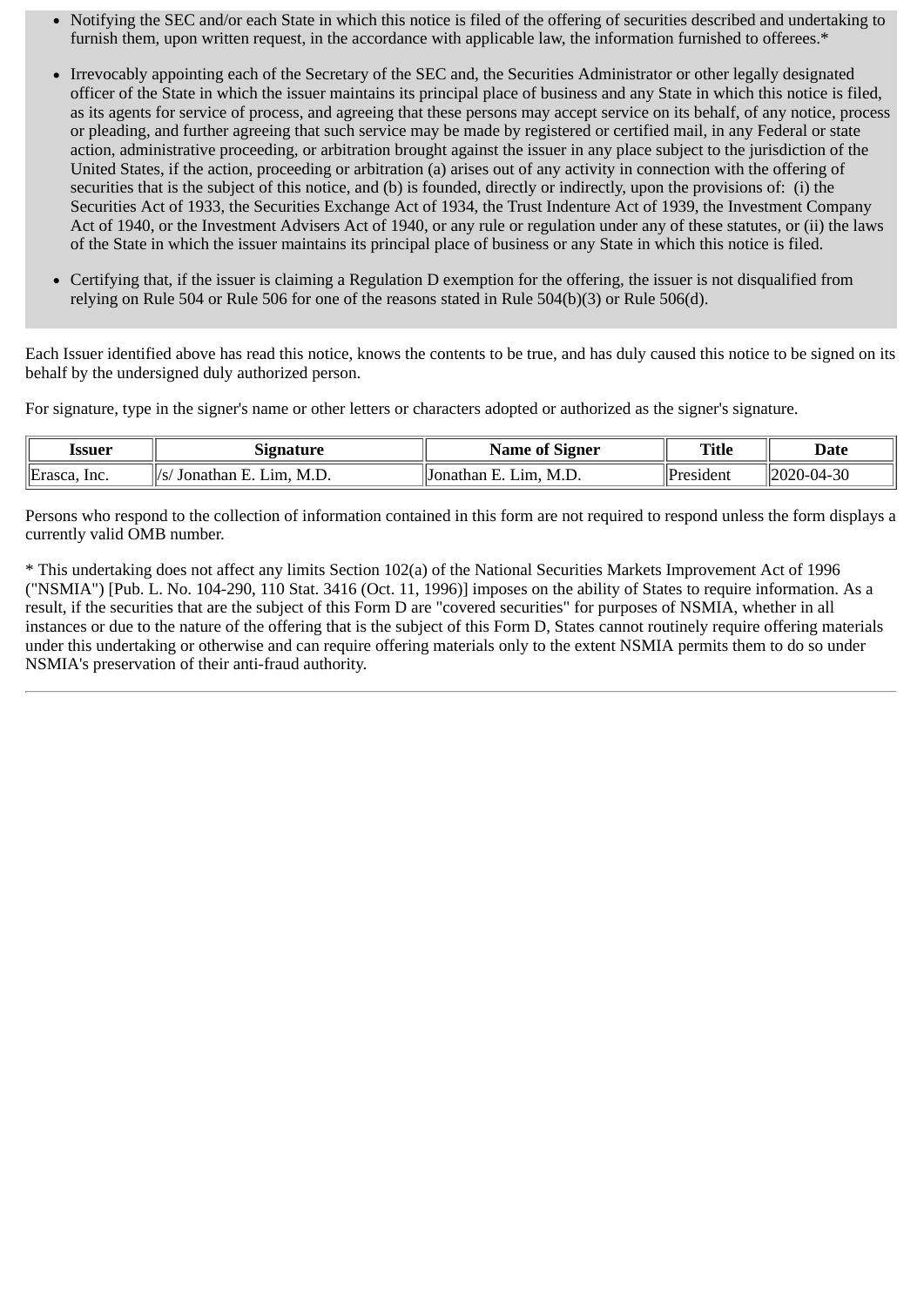- Notifying the SEC and/or each State in which this notice is filed of the offering of securities described and undertaking to furnish them, upon written request, in the accordance with applicable law, the information furnished to offerees.*
- Irrevocably appointing each of the Secretary of the SEC and, the Securities Administrator or other legally designated officer of the State in which the issuer maintains its principal place of business and any State in which this notice is filed, as its agents for service of process, and agreeing that these persons may accept service on its behalf, of any notice, process or pleading, and further agreeing that such service may be made by registered or certified mail, in any Federal or state action, administrative proceeding, or arbitration brought against the issuer in any place subject to the jurisdiction of the United States, if the action, proceeding or arbitration (a) arises out of any activity in connection with the offering of securities that is the subject of this notice, and (b) is founded, directly or indirectly, upon the provisions of: (i) the Securities Act of 1933, the Securities Exchange Act of 1934, the Trust Indenture Act of 1939, the Investment Company Act of 1940, or the Investment Advisers Act of 1940, or any rule or regulation under any of these statutes, or (ii) the laws of the State in which the issuer maintains its principal place of business or any State in which this notice is filed.
- Certifying that, if the issuer is claiming a Regulation D exemption for the offering, the issuer is not disqualified from relying on Rule 504 or Rule 506 for one of the reasons stated in Rule 504(b)(3) or Rule 506(d).

Each Issuer identified above has read this notice, knows the contents to be true, and has duly caused this notice to be signed on its behalf by the undersigned duly authorized person.

For signature, type in the signer's name or other letters or characters adopted or authorized as the signer's signature.

| Issuer | Signature | Name of Signer | Title | Date |
|---|---|---|---|---|
| Erasca, Inc. | /s/ Jonathan E. Lim, M.D. | Jonathan E. Lim, M.D. | President | 2020-04-30 |

Persons who respond to the collection of information contained in this form are not required to respond unless the form displays a currently valid OMB number.

* This undertaking does not affect any limits Section 102(a) of the National Securities Markets Improvement Act of 1996 ("NSMIA") [Pub. L. No. 104-290, 110 Stat. 3416 (Oct. 11, 1996)] imposes on the ability of States to require information. As a result, if the securities that are the subject of this Form D are "covered securities" for purposes of NSMIA, whether in all instances or due to the nature of the offering that is the subject of this Form D, States cannot routinely require offering materials under this undertaking or otherwise and can require offering materials only to the extent NSMIA permits them to do so under NSMIA's preservation of their anti-fraud authority.